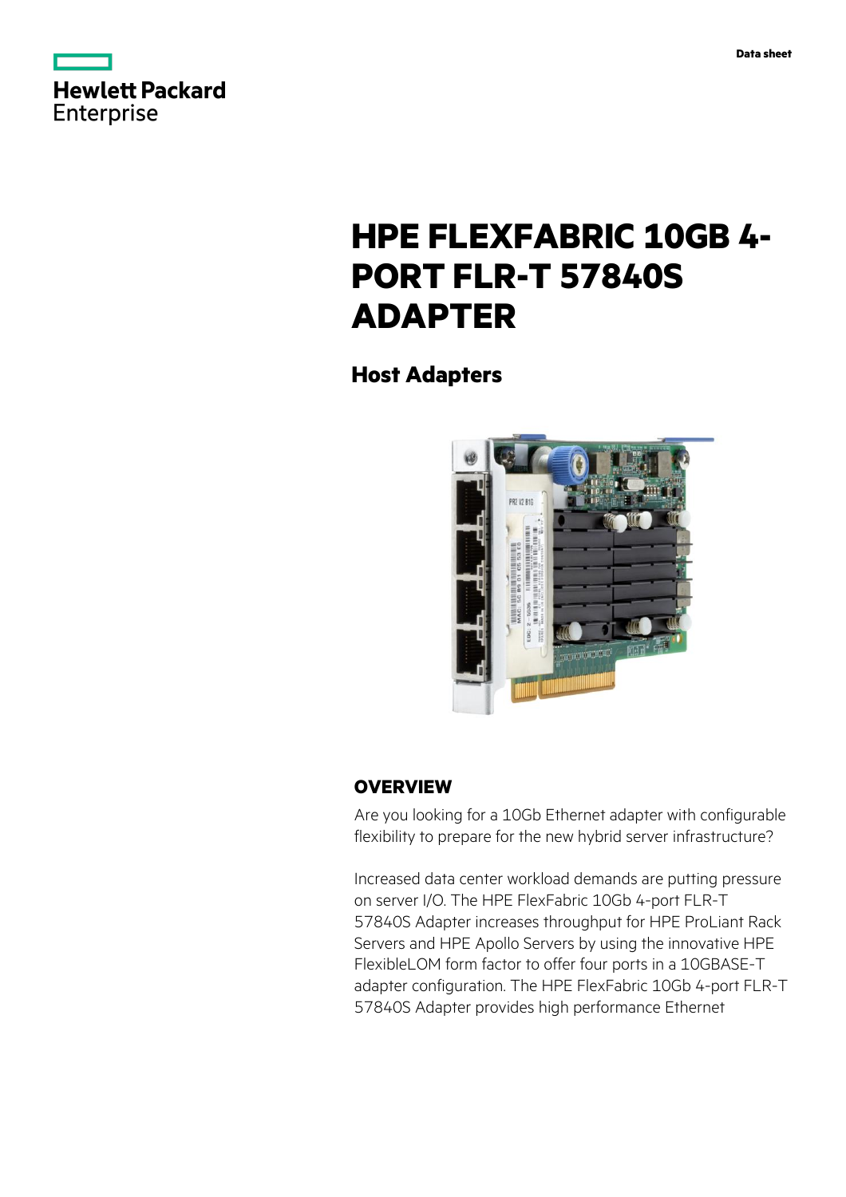Hewlett Packard Enterprise

Data sheet

# HPE FLEXFABRIC 10GB 4-PORT FLR-T 57840S ADAPTER

## Host Adapters

### OVERVIEW

Are you looking for a 10Gb Ethernet adapter with configurable flexibility to prepare for the new hybrid server infrastructure?

Increased data center workload demands are putting pressure on server I/O. The HPE FlexFabric 10Gb 4-port FLR-T 57840S Adapter increases throughput for HPE ProLiant Rack Servers and HPE Apollo Servers by using the innovative HPE FlexibleLOM form factor to offer four ports in a 10GBASE-T adapter configuration. The HPE FlexFabric 10Gb 4-port FLR-T 57840S Adapter provides high performance Ethernet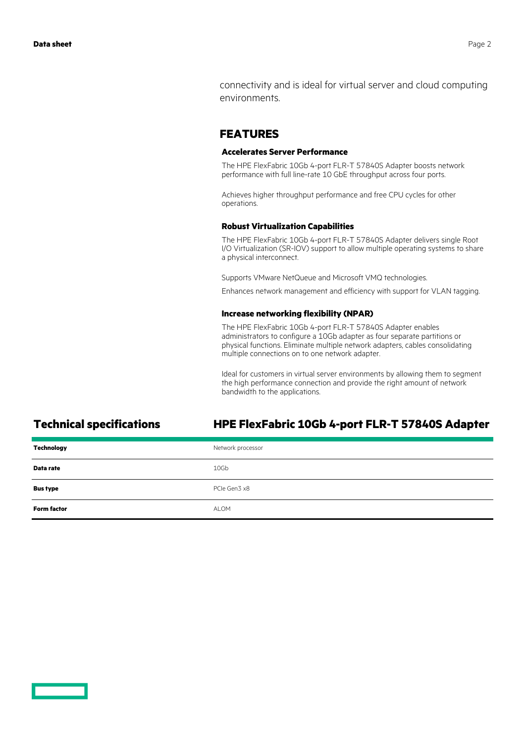connectivity and is ideal for virtual server and cloud computing environments.

## FEATURES

### Accelerates Server Performance

The HPE FlexFabric 10Gb 4-port FLR-T 57840S Adapter boosts network performance with full line-rate 10 GbE throughput across four ports.

Achieves higher throughput performance and free CPU cycles for other operations.

### Robust Virtualization Capabilities

The HPE FlexFabric 10Gb 4-port FLR-T 57840S Adapter delivers single Root I/O Virtualization (SR-IOV) support to allow multiple operating systems to share a physical interconnect.

Supports VMware NetQueue and Microsoft VMQ technologies.

Enhances network management and efficiency with support for VLAN tagging.

### Increase networking flexibility (NPAR)

The HPE FlexFabric 10Gb 4-port FLR-T 57840S Adapter enables administrators to configure a 10Gb adapter as four separate partitions or physical functions. Eliminate multiple network adapters, cables consolidating multiple connections on to one network adapter.

Ideal for customers in virtual server environments by allowing them to segment the high performance connection and provide the right amount of network bandwidth to the applications.

## Technical specifications

| | HPE FlexFabric 10Gb 4-port FLR-T 57840S Adapter |
|---|---|
| **Technology** | Network processor |
| **Data rate** | 10Gb |
| **Bus type** | PCIe Gen3 x8 |
| **Form factor** | ALOM |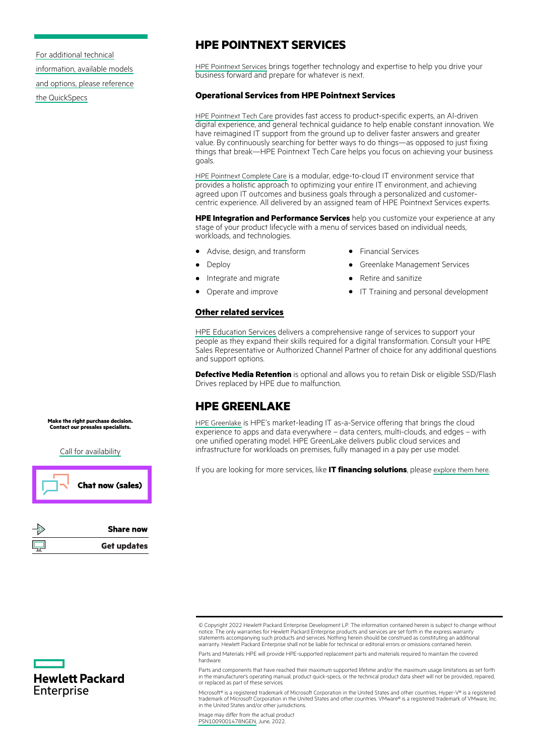For additional technical information, available models and options, please reference the QuickSpecs

## HPE POINTNEXT SERVICES

HPE Pointnext Services brings together technology and expertise to help you drive your business forward and prepare for whatever is next.

### Operational Services from HPE Pointnext Services

HPE Pointnext Tech Care provides fast access to product-specific experts, an AI-driven digital experience, and general technical guidance to help enable constant innovation. We have reimagined IT support from the ground up to deliver faster answers and greater value. By continuously searching for better ways to do things—as opposed to just fixing things that break—HPE Pointnext Tech Care helps you focus on achieving your business goals.

HPE Pointnext Complete Care is a modular, edge-to-cloud IT environment service that provides a holistic approach to optimizing your entire IT environment, and achieving agreed upon IT outcomes and business goals through a personalized and customer-centric experience. All delivered by an assigned team of HPE Pointnext Services experts.

**HPE Integration and Performance Services** help you customize your experience at any stage of your product lifecycle with a menu of services based on individual needs, workloads, and technologies.

- Advise, design, and transform
- Deploy
- Integrate and migrate
- Operate and improve
- Financial Services
- Greenlake Management Services
- Retire and sanitize
- IT Training and personal development

### Other related services

HPE Education Services delivers a comprehensive range of services to support your people as they expand their skills required for a digital transformation. Consult your HPE Sales Representative or Authorized Channel Partner of choice for any additional questions and support options.

**Defective Media Retention** is optional and allows you to retain Disk or eligible SSD/Flash Drives replaced by HPE due to malfunction.

## HPE GREENLAKE

HPE Greenlake is HPE's market-leading IT as-a-Service offering that brings the cloud experience to apps and data everywhere – data centers, multi-clouds, and edges – with one unified operating model. HPE GreenLake delivers public cloud services and infrastructure for workloads on premises, fully managed in a pay per use model.

If you are looking for more services, like **IT financing solutions**, please explore them here.

**Make the right purchase decision. Contact our presales specialists.**

Call for availability

**Chat now (sales)**

**Share now**

**Get updates**

© Copyright 2022 Hewlett Packard Enterprise Development LP. The information contained herein is subject to change without notice. The only warranties for Hewlett Packard Enterprise products and services are set forth in the express warranty statements accompanying such products and services. Nothing herein should be construed as constituting an additional warranty. Hewlett Packard Enterprise shall not be liable for technical or editorial errors or omissions contained herein.

Parts and Materials: HPE will provide HPE-supported replacement parts and materials required to maintain the covered hardware.

Parts and components that have reached their maximum supported lifetime and/or the maximum usage limitations as set forth in the manufacturer's operating manual, product quick-specs, or the technical product data sheet will not be provided, repaired, or replaced as part of these services.

Microsoft® is a registered trademark of Microsoft Corporation in the United States and other countries. Hyper-V® is a registered trademark of Microsoft Corporation in the United States and other countries. VMware® is a registered trademark of VMware, Inc. in the United States and/or other jurisdictions.

Image may differ from the actual product

PSN1009001478NGEN, June, 2022.

Hewlett Packard Enterprise